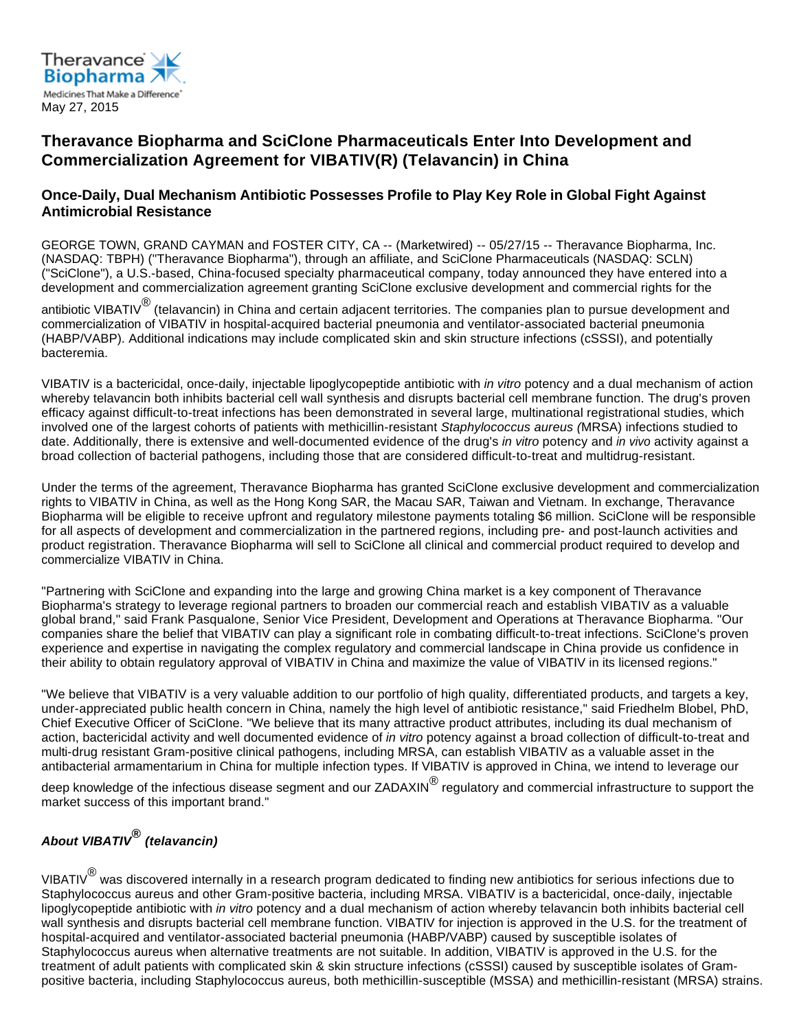May 27, 2015

# Theravance Biopharma and SciClone Pharmaceuticals Enter Into Development and Commercialization Agreement for VIBATIV(R) (Telavancin) in China

## Once-Daily, Dual Mechanism Antibiotic Possesses Profile to Play Key Role in Global Fight Against Antimicrobial Resistance

GEORGE TOWN, GRAND CAYMAN and FOSTER CITY, CA -- (Marketwired) -- 05/27/15 -- Theravance Biopharma, Inc. (NASDAQ: TBPH) ("Theravance Biopharma"), through an affiliate, and SciClone Pharmaceuticals (NASDAQ: SCLN) ("SciClone"), a U.S.-based, China-focused specialty pharmaceutical company, today announced they have entered into a development and commercialization agreement granting SciClone exclusive development and commercial rights for the antibiotic VIBATIV® (telavancin) in China and certain adjacent territories. The companies plan to pursue development and commercialization of VIBATIV in hospital-acquired bacterial pneumonia and ventilator-associated bacterial pneumonia (HABP/VABP). Additional indications may include complicated skin and skin structure infections (cSSSI), and potentially bacteremia.

VIBATIV is a bactericidal, once-daily, injectable lipoglycopeptide antibiotic with *in vitro* potency and a dual mechanism of action whereby telavancin both inhibits bacterial cell wall synthesis and disrupts bacterial cell membrane function. The drug's proven efficacy against difficult-to-treat infections has been demonstrated in several large, multinational registrational studies, which involved one of the largest cohorts of patients with methicillin-resistant *Staphylococcus aureus (*MRSA) infections studied to date. Additionally, there is extensive and well-documented evidence of the drug's *in vitro* potency and *in vivo* activity against a broad collection of bacterial pathogens, including those that are considered difficult-to-treat and multidrug-resistant.

Under the terms of the agreement, Theravance Biopharma has granted SciClone exclusive development and commercialization rights to VIBATIV in China, as well as the Hong Kong SAR, the Macau SAR, Taiwan and Vietnam. In exchange, Theravance Biopharma will be eligible to receive upfront and regulatory milestone payments totaling $6 million. SciClone will be responsible for all aspects of development and commercialization in the partnered regions, including pre- and post-launch activities and product registration. Theravance Biopharma will sell to SciClone all clinical and commercial product required to develop and commercialize VIBATIV in China.

"Partnering with SciClone and expanding into the large and growing China market is a key component of Theravance Biopharma's strategy to leverage regional partners to broaden our commercial reach and establish VIBATIV as a valuable global brand," said Frank Pasqualone, Senior Vice President, Development and Operations at Theravance Biopharma. "Our companies share the belief that VIBATIV can play a significant role in combating difficult-to-treat infections. SciClone's proven experience and expertise in navigating the complex regulatory and commercial landscape in China provide us confidence in their ability to obtain regulatory approval of VIBATIV in China and maximize the value of VIBATIV in its licensed regions."

"We believe that VIBATIV is a very valuable addition to our portfolio of high quality, differentiated products, and targets a key, under-appreciated public health concern in China, namely the high level of antibiotic resistance," said Friedhelm Blobel, PhD, Chief Executive Officer of SciClone. "We believe that its many attractive product attributes, including its dual mechanism of action, bactericidal activity and well documented evidence of *in vitro* potency against a broad collection of difficult-to-treat and multi-drug resistant Gram-positive clinical pathogens, including MRSA, can establish VIBATIV as a valuable asset in the antibacterial armamentarium in China for multiple infection types. If VIBATIV is approved in China, we intend to leverage our deep knowledge of the infectious disease segment and our ZADAXIN® regulatory and commercial infrastructure to support the market success of this important brand."

### *About VIBATIV® (telavancin)*

VIBATIV® was discovered internally in a research program dedicated to finding new antibiotics for serious infections due to Staphylococcus aureus and other Gram-positive bacteria, including MRSA. VIBATIV is a bactericidal, once-daily, injectable lipoglycopeptide antibiotic with *in vitro* potency and a dual mechanism of action whereby telavancin both inhibits bacterial cell wall synthesis and disrupts bacterial cell membrane function. VIBATIV for injection is approved in the U.S. for the treatment of hospital-acquired and ventilator-associated bacterial pneumonia (HABP/VABP) caused by susceptible isolates of Staphylococcus aureus when alternative treatments are not suitable. In addition, VIBATIV is approved in the U.S. for the treatment of adult patients with complicated skin & skin structure infections (cSSSI) caused by susceptible isolates of Gram-positive bacteria, including Staphylococcus aureus, both methicillin-susceptible (MSSA) and methicillin-resistant (MRSA) strains.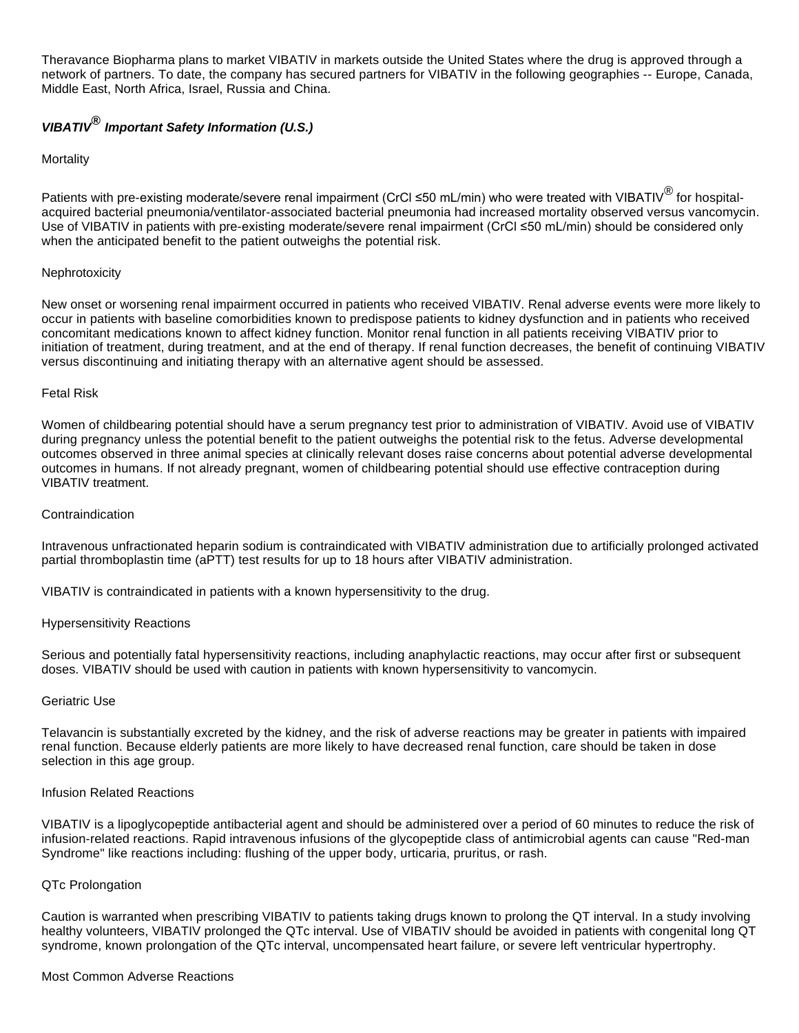Theravance Biopharma plans to market VIBATIV in markets outside the United States where the drug is approved through a network of partners. To date, the company has secured partners for VIBATIV in the following geographies -- Europe, Canada, Middle East, North Africa, Israel, Russia and China.

### ***VIBATIV® Important Safety Information (U.S.)***

Mortality

Patients with pre-existing moderate/severe renal impairment (CrCl ≤50 mL/min) who were treated with VIBATIV® for hospital-acquired bacterial pneumonia/ventilator-associated bacterial pneumonia had increased mortality observed versus vancomycin. Use of VIBATIV in patients with pre-existing moderate/severe renal impairment (CrCl ≤50 mL/min) should be considered only when the anticipated benefit to the patient outweighs the potential risk.

Nephrotoxicity

New onset or worsening renal impairment occurred in patients who received VIBATIV. Renal adverse events were more likely to occur in patients with baseline comorbidities known to predispose patients to kidney dysfunction and in patients who received concomitant medications known to affect kidney function. Monitor renal function in all patients receiving VIBATIV prior to initiation of treatment, during treatment, and at the end of therapy. If renal function decreases, the benefit of continuing VIBATIV versus discontinuing and initiating therapy with an alternative agent should be assessed.

Fetal Risk

Women of childbearing potential should have a serum pregnancy test prior to administration of VIBATIV. Avoid use of VIBATIV during pregnancy unless the potential benefit to the patient outweighs the potential risk to the fetus. Adverse developmental outcomes observed in three animal species at clinically relevant doses raise concerns about potential adverse developmental outcomes in humans. If not already pregnant, women of childbearing potential should use effective contraception during VIBATIV treatment.

Contraindication

Intravenous unfractionated heparin sodium is contraindicated with VIBATIV administration due to artificially prolonged activated partial thromboplastin time (aPTT) test results for up to 18 hours after VIBATIV administration.

VIBATIV is contraindicated in patients with a known hypersensitivity to the drug.

Hypersensitivity Reactions

Serious and potentially fatal hypersensitivity reactions, including anaphylactic reactions, may occur after first or subsequent doses. VIBATIV should be used with caution in patients with known hypersensitivity to vancomycin.

Geriatric Use

Telavancin is substantially excreted by the kidney, and the risk of adverse reactions may be greater in patients with impaired renal function. Because elderly patients are more likely to have decreased renal function, care should be taken in dose selection in this age group.

Infusion Related Reactions

VIBATIV is a lipoglycopeptide antibacterial agent and should be administered over a period of 60 minutes to reduce the risk of infusion-related reactions. Rapid intravenous infusions of the glycopeptide class of antimicrobial agents can cause "Red-man Syndrome" like reactions including: flushing of the upper body, urticaria, pruritus, or rash.

QTc Prolongation

Caution is warranted when prescribing VIBATIV to patients taking drugs known to prolong the QT interval. In a study involving healthy volunteers, VIBATIV prolonged the QTc interval. Use of VIBATIV should be avoided in patients with congenital long QT syndrome, known prolongation of the QTc interval, uncompensated heart failure, or severe left ventricular hypertrophy.

Most Common Adverse Reactions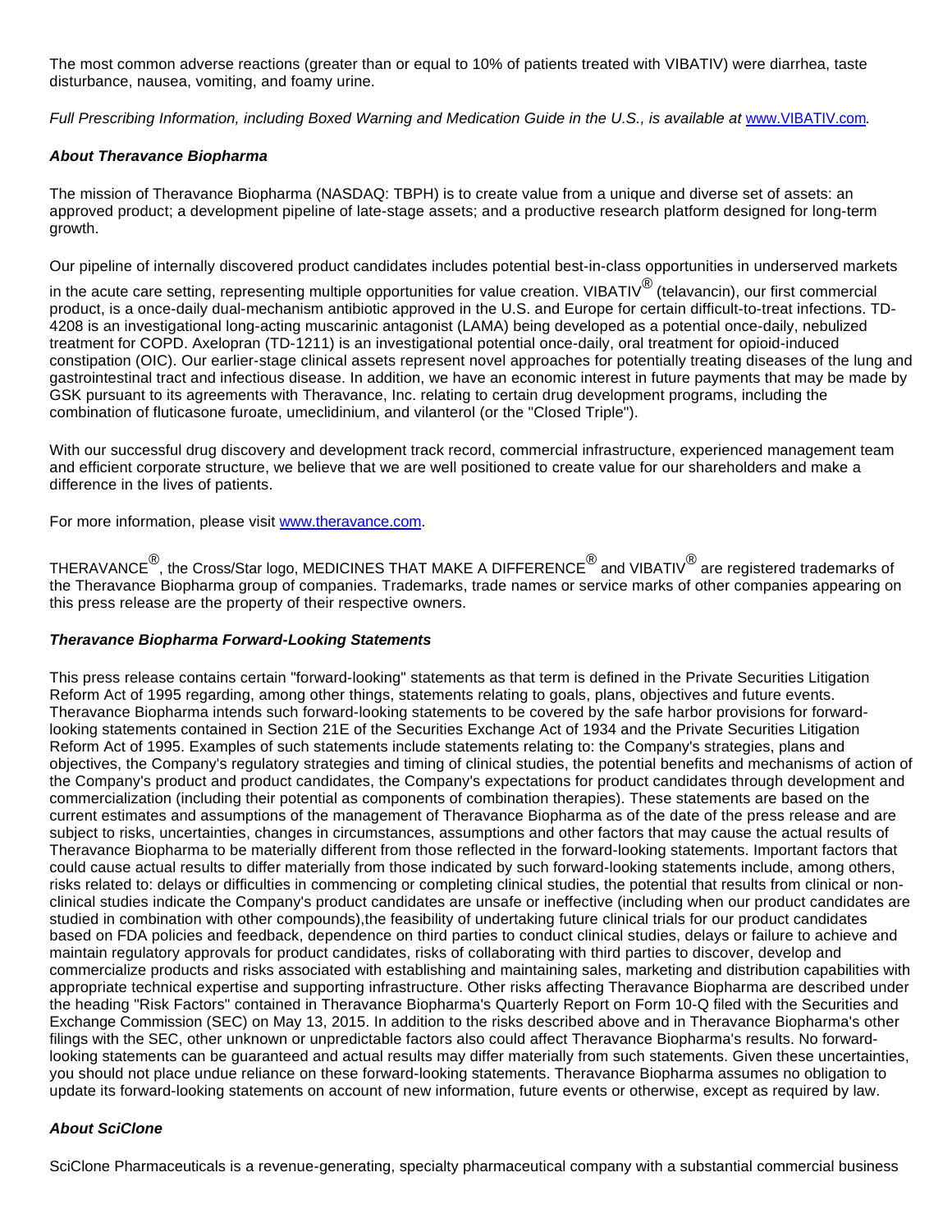The most common adverse reactions (greater than or equal to 10% of patients treated with VIBATIV) were diarrhea, taste disturbance, nausea, vomiting, and foamy urine.

*Full Prescribing Information, including Boxed Warning and Medication Guide in the U.S., is available at* www.VIBATIV.com.

***About Theravance Biopharma***

The mission of Theravance Biopharma (NASDAQ: TBPH) is to create value from a unique and diverse set of assets: an approved product; a development pipeline of late-stage assets; and a productive research platform designed for long-term growth.

Our pipeline of internally discovered product candidates includes potential best-in-class opportunities in underserved markets in the acute care setting, representing multiple opportunities for value creation. VIBATIV® (telavancin), our first commercial product, is a once-daily dual-mechanism antibiotic approved in the U.S. and Europe for certain difficult-to-treat infections. TD-4208 is an investigational long-acting muscarinic antagonist (LAMA) being developed as a potential once-daily, nebulized treatment for COPD. Axelopran (TD-1211) is an investigational potential once-daily, oral treatment for opioid-induced constipation (OIC). Our earlier-stage clinical assets represent novel approaches for potentially treating diseases of the lung and gastrointestinal tract and infectious disease. In addition, we have an economic interest in future payments that may be made by GSK pursuant to its agreements with Theravance, Inc. relating to certain drug development programs, including the combination of fluticasone furoate, umeclidinium, and vilanterol (or the "Closed Triple").

With our successful drug discovery and development track record, commercial infrastructure, experienced management team and efficient corporate structure, we believe that we are well positioned to create value for our shareholders and make a difference in the lives of patients.

For more information, please visit www.theravance.com.

THERAVANCE®, the Cross/Star logo, MEDICINES THAT MAKE A DIFFERENCE® and VIBATIV® are registered trademarks of the Theravance Biopharma group of companies. Trademarks, trade names or service marks of other companies appearing on this press release are the property of their respective owners.

***Theravance Biopharma Forward-Looking Statements***

This press release contains certain "forward-looking" statements as that term is defined in the Private Securities Litigation Reform Act of 1995 regarding, among other things, statements relating to goals, plans, objectives and future events. Theravance Biopharma intends such forward-looking statements to be covered by the safe harbor provisions for forward-looking statements contained in Section 21E of the Securities Exchange Act of 1934 and the Private Securities Litigation Reform Act of 1995. Examples of such statements include statements relating to: the Company's strategies, plans and objectives, the Company's regulatory strategies and timing of clinical studies, the potential benefits and mechanisms of action of the Company's product and product candidates, the Company's expectations for product candidates through development and commercialization (including their potential as components of combination therapies). These statements are based on the current estimates and assumptions of the management of Theravance Biopharma as of the date of the press release and are subject to risks, uncertainties, changes in circumstances, assumptions and other factors that may cause the actual results of Theravance Biopharma to be materially different from those reflected in the forward-looking statements. Important factors that could cause actual results to differ materially from those indicated by such forward-looking statements include, among others, risks related to: delays or difficulties in commencing or completing clinical studies, the potential that results from clinical or non-clinical studies indicate the Company's product candidates are unsafe or ineffective (including when our product candidates are studied in combination with other compounds),the feasibility of undertaking future clinical trials for our product candidates based on FDA policies and feedback, dependence on third parties to conduct clinical studies, delays or failure to achieve and maintain regulatory approvals for product candidates, risks of collaborating with third parties to discover, develop and commercialize products and risks associated with establishing and maintaining sales, marketing and distribution capabilities with appropriate technical expertise and supporting infrastructure. Other risks affecting Theravance Biopharma are described under the heading "Risk Factors" contained in Theravance Biopharma's Quarterly Report on Form 10-Q filed with the Securities and Exchange Commission (SEC) on May 13, 2015. In addition to the risks described above and in Theravance Biopharma's other filings with the SEC, other unknown or unpredictable factors also could affect Theravance Biopharma's results. No forward-looking statements can be guaranteed and actual results may differ materially from such statements. Given these uncertainties, you should not place undue reliance on these forward-looking statements. Theravance Biopharma assumes no obligation to update its forward-looking statements on account of new information, future events or otherwise, except as required by law.

***About SciClone***

SciClone Pharmaceuticals is a revenue-generating, specialty pharmaceutical company with a substantial commercial business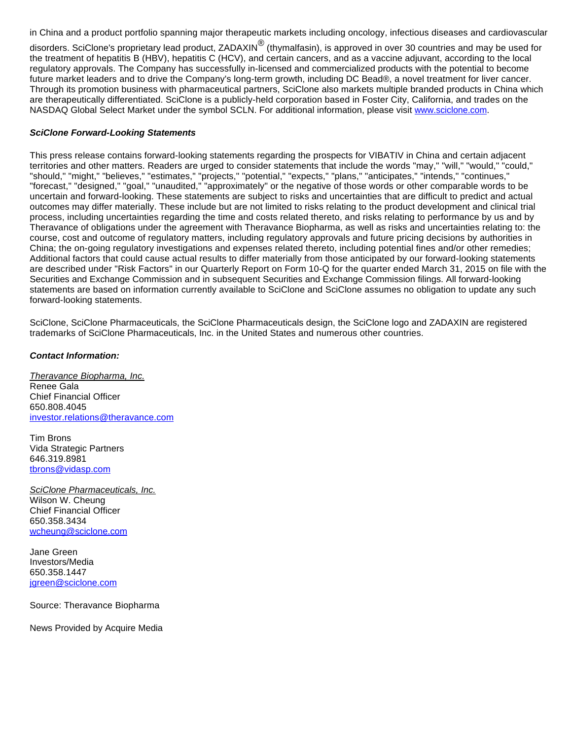in China and a product portfolio spanning major therapeutic markets including oncology, infectious diseases and cardiovascular disorders. SciClone's proprietary lead product, ZADAXIN® (thymalfasin), is approved in over 30 countries and may be used for the treatment of hepatitis B (HBV), hepatitis C (HCV), and certain cancers, and as a vaccine adjuvant, according to the local regulatory approvals. The Company has successfully in-licensed and commercialized products with the potential to become future market leaders and to drive the Company's long-term growth, including DC Bead®, a novel treatment for liver cancer. Through its promotion business with pharmaceutical partners, SciClone also markets multiple branded products in China which are therapeutically differentiated. SciClone is a publicly-held corporation based in Foster City, California, and trades on the NASDAQ Global Select Market under the symbol SCLN. For additional information, please visit www.sciclone.com.

***SciClone Forward-Looking Statements***

This press release contains forward-looking statements regarding the prospects for VIBATIV in China and certain adjacent territories and other matters. Readers are urged to consider statements that include the words "may," "will," "would," "could," "should," "might," "believes," "estimates," "projects," "potential," "expects," "plans," "anticipates," "intends," "continues," "forecast," "designed," "goal," "unaudited," "approximately" or the negative of those words or other comparable words to be uncertain and forward-looking. These statements are subject to risks and uncertainties that are difficult to predict and actual outcomes may differ materially. These include but are not limited to risks relating to the product development and clinical trial process, including uncertainties regarding the time and costs related thereto, and risks relating to performance by us and by Theravance of obligations under the agreement with Theravance Biopharma, as well as risks and uncertainties relating to: the course, cost and outcome of regulatory matters, including regulatory approvals and future pricing decisions by authorities in China; the on-going regulatory investigations and expenses related thereto, including potential fines and/or other remedies; Additional factors that could cause actual results to differ materially from those anticipated by our forward-looking statements are described under "Risk Factors" in our Quarterly Report on Form 10-Q for the quarter ended March 31, 2015 on file with the Securities and Exchange Commission and in subsequent Securities and Exchange Commission filings. All forward-looking statements are based on information currently available to SciClone and SciClone assumes no obligation to update any such forward-looking statements.

SciClone, SciClone Pharmaceuticals, the SciClone Pharmaceuticals design, the SciClone logo and ZADAXIN are registered trademarks of SciClone Pharmaceuticals, Inc. in the United States and numerous other countries.

***Contact Information:***

*Theravance Biopharma, Inc.*
Renee Gala
Chief Financial Officer
650.808.4045
investor.relations@theravance.com

Tim Brons
Vida Strategic Partners
646.319.8981
tbrons@vidasp.com

*SciClone Pharmaceuticals, Inc.*
Wilson W. Cheung
Chief Financial Officer
650.358.3434
wcheung@sciclone.com

Jane Green
Investors/Media
650.358.1447
jgreen@sciclone.com

Source: Theravance Biopharma

News Provided by Acquire Media